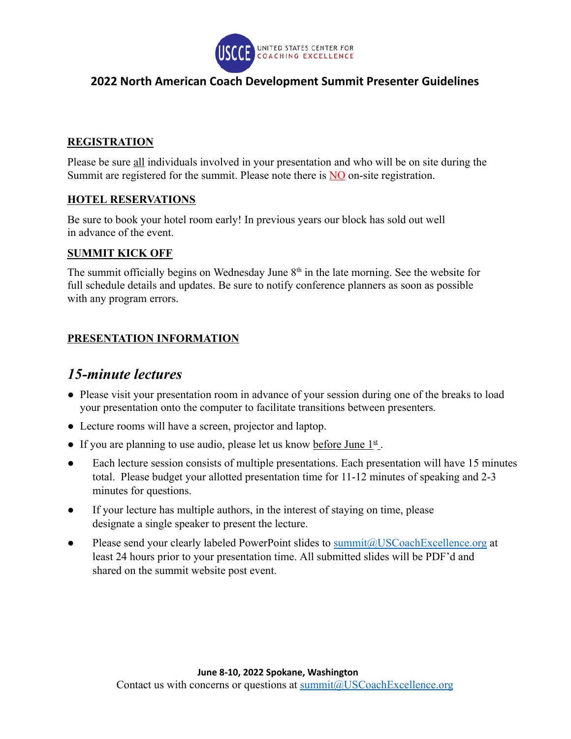UNITED STATES CENTER FOR COACHING EXCELLENCE

# 2022 North American Coach Development Summit Presenter Guidelines

## REGISTRATION

Please be sure all individuals involved in your presentation and who will be on site during the Summit are registered for the summit. Please note there is NO on-site registration.

## HOTEL RESERVATIONS

Be sure to book your hotel room early! In previous years our block has sold out well in advance of the event.

## SUMMIT KICK OFF

The summit officially begins on Wednesday June 8th in the late morning. See the website for full schedule details and updates. Be sure to notify conference planners as soon as possible with any program errors.

## PRESENTATION INFORMATION

### *15-minute lectures*

- Please visit your presentation room in advance of your session during one of the breaks to load your presentation onto the computer to facilitate transitions between presenters.
- Lecture rooms will have a screen, projector and laptop.
- If you are planning to use audio, please let us know before June 1st.
- Each lecture session consists of multiple presentations. Each presentation will have 15 minutes total. Please budget your allotted presentation time for 11-12 minutes of speaking and 2-3 minutes for questions.
- If your lecture has multiple authors, in the interest of staying on time, please designate a single speaker to present the lecture.
- Please send your clearly labeled PowerPoint slides to summit@USCoachExcellence.org at least 24 hours prior to your presentation time. All submitted slides will be PDF'd and shared on the summit website post event.

**June 8-10, 2022 Spokane, Washington**

Contact us with concerns or questions at summit@USCoachExcellence.org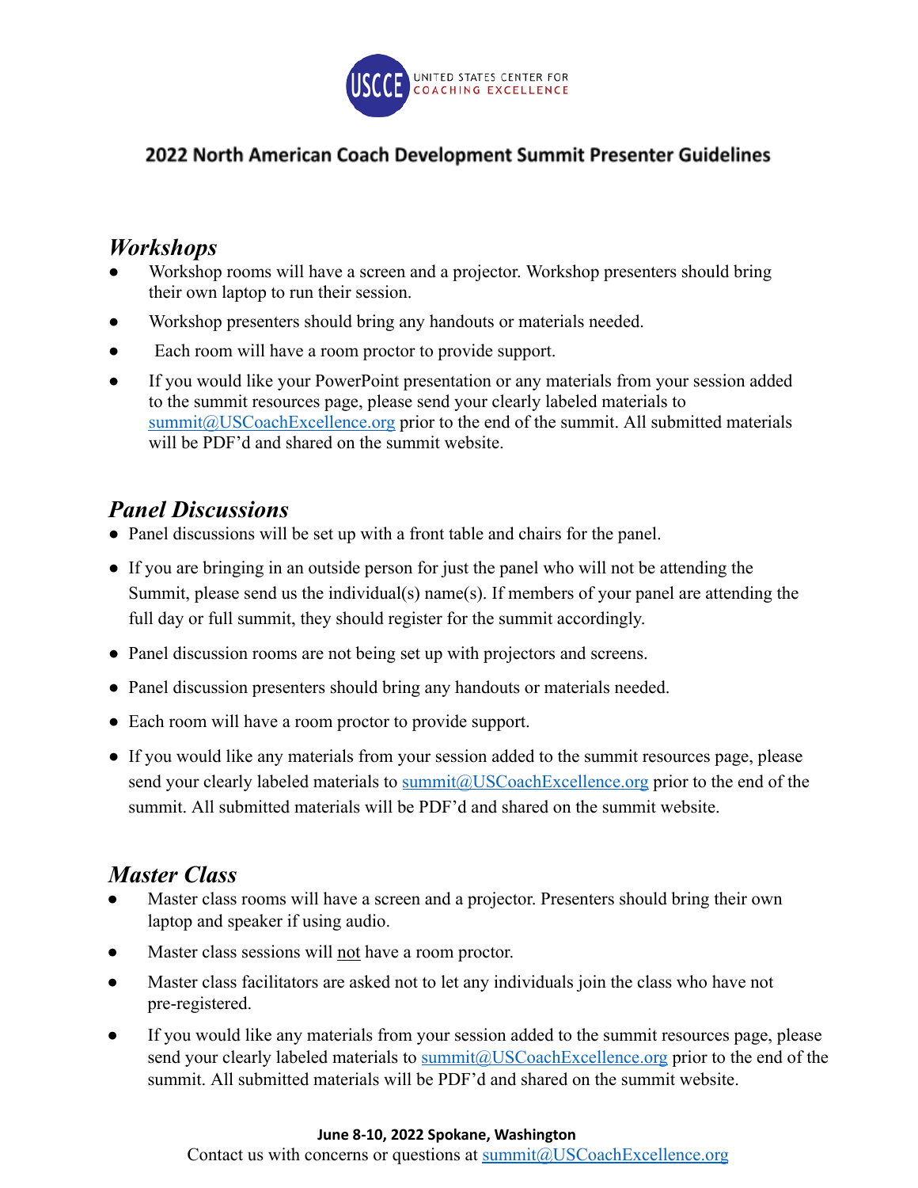## 2022 North American Coach Development Summit Presenter Guidelines

### *Workshops*

- Workshop rooms will have a screen and a projector. Workshop presenters should bring their own laptop to run their session.
- Workshop presenters should bring any handouts or materials needed.
- Each room will have a room proctor to provide support.
- If you would like your PowerPoint presentation or any materials from your session added to the summit resources page, please send your clearly labeled materials to summit@USCoachExcellence.org prior to the end of the summit. All submitted materials will be PDF'd and shared on the summit website.

### *Panel Discussions*

- Panel discussions will be set up with a front table and chairs for the panel.
- If you are bringing in an outside person for just the panel who will not be attending the Summit, please send us the individual(s) name(s). If members of your panel are attending the full day or full summit, they should register for the summit accordingly.
- Panel discussion rooms are not being set up with projectors and screens.
- Panel discussion presenters should bring any handouts or materials needed.
- Each room will have a room proctor to provide support.
- If you would like any materials from your session added to the summit resources page, please send your clearly labeled materials to summit@USCoachExcellence.org prior to the end of the summit. All submitted materials will be PDF'd and shared on the summit website.

### *Master Class*

- Master class rooms will have a screen and a projector. Presenters should bring their own laptop and speaker if using audio.
- Master class sessions will <u>not</u> have a room proctor.
- Master class facilitators are asked not to let any individuals join the class who have not pre-registered.
- If you would like any materials from your session added to the summit resources page, please send your clearly labeled materials to summit@USCoachExcellence.org prior to the end of the summit. All submitted materials will be PDF'd and shared on the summit website.

**June 8-10, 2022 Spokane, Washington**

Contact us with concerns or questions at summit@USCoachExcellence.org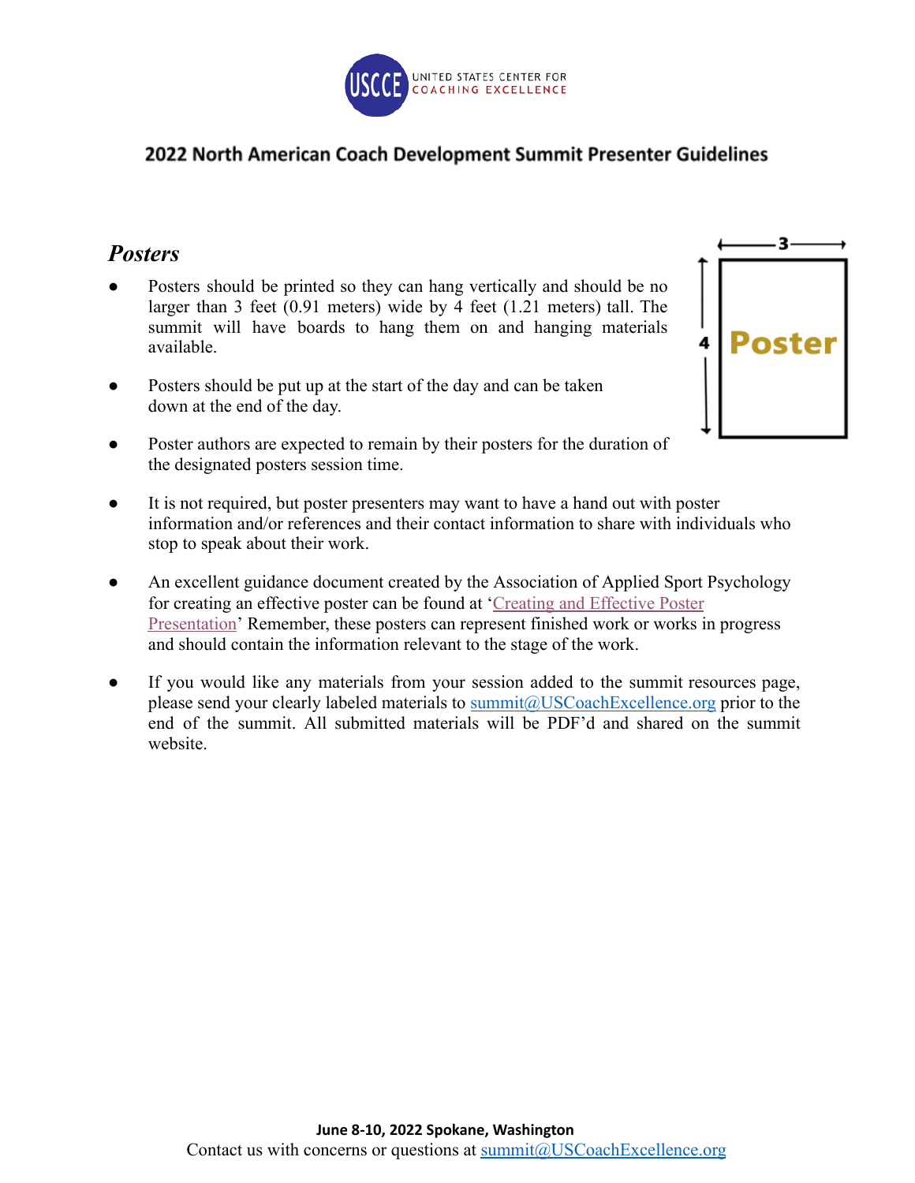UNITED STATES CENTER FOR COACHING EXCELLENCE

**2022 North American Coach Development Summit Presenter Guidelines**

## *Posters*

- Posters should be printed so they can hang vertically and should be no larger than 3 feet (0.91 meters) wide by 4 feet (1.21 meters) tall. The summit will have boards to hang them on and hanging materials available.
- Posters should be put up at the start of the day and can be taken down at the end of the day.
- Poster authors are expected to remain by their posters for the duration of the designated posters session time.
- It is not required, but poster presenters may want to have a hand out with poster information and/or references and their contact information to share with individuals who stop to speak about their work.
- An excellent guidance document created by the Association of Applied Sport Psychology for creating an effective poster can be found at 'Creating and Effective Poster Presentation' Remember, these posters can represent finished work or works in progress and should contain the information relevant to the stage of the work.
- If you would like any materials from your session added to the summit resources page, please send your clearly labeled materials to summit@USCoachExcellence.org prior to the end of the summit. All submitted materials will be PDF'd and shared on the summit website.

3

4

Poster

**June 8-10, 2022 Spokane, Washington**

Contact us with concerns or questions at summit@USCoachExcellence.org